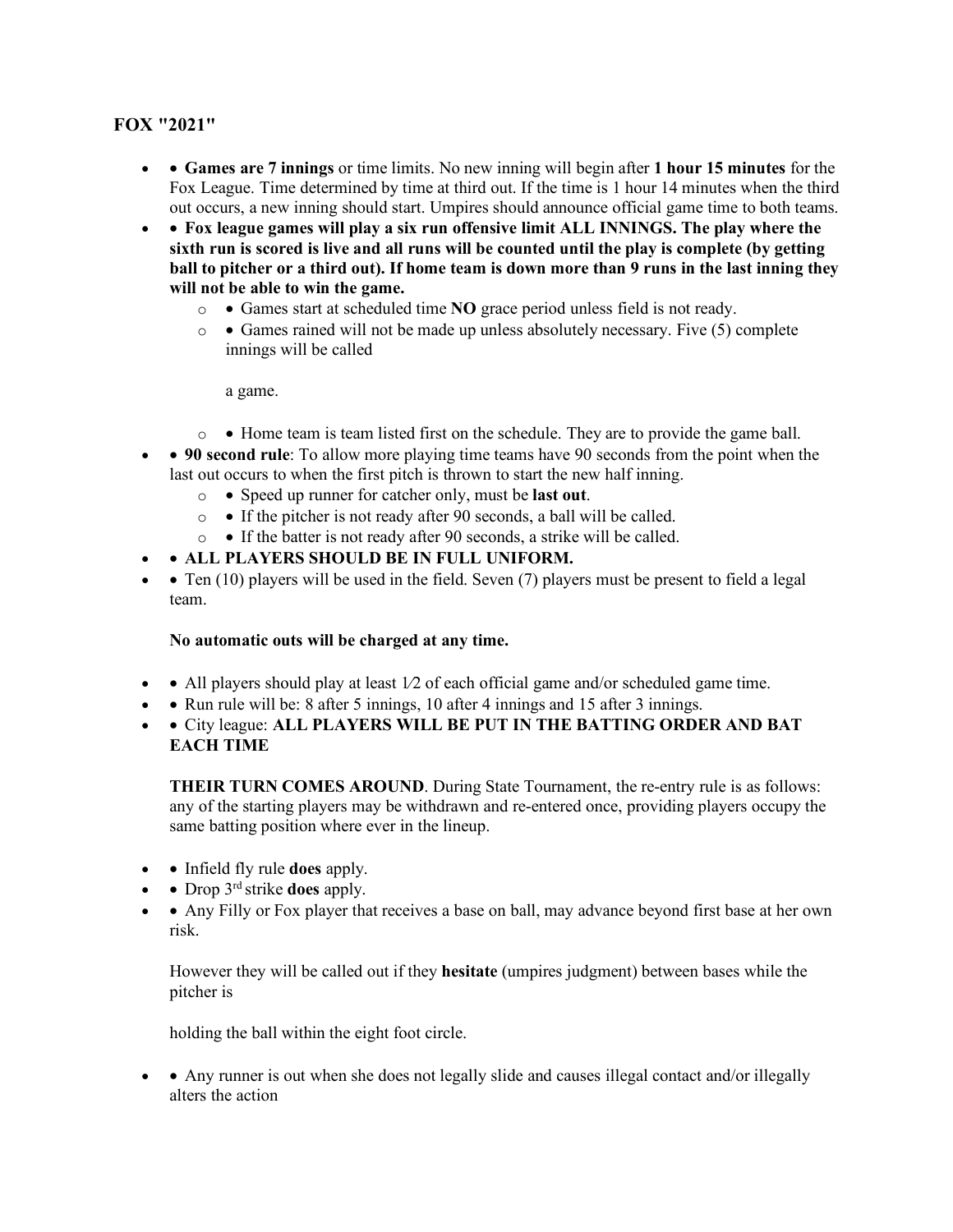### FOX "2021"

- **Games are 7 innings** or time limits. No new inning will begin after **1 hour 15 minutes** for the Fox League. Time determined by time at third out. If the time is 1 hour 14 minutes when the third out occurs, a new inning should start. Umpires should announce official game time to both teams.
- **Fox league games will play a six run offensive limit ALL INNINGS. The play where the sixth run is scored is live and all runs will be counted until the play is complete (by getting ball to pitcher or a third out). If home team is down more than 9 runs in the last inning they will not be able to win the game.**
  - Games start at scheduled time **NO** grace period unless field is not ready.
  - Games rained will not be made up unless absolutely necessary. Five (5) complete innings will be called

    a game.
  - Home team is team listed first on the schedule. They are to provide the game ball.
- **90 second rule**: To allow more playing time teams have 90 seconds from the point when the last out occurs to when the first pitch is thrown to start the new half inning.
  - Speed up runner for catcher only, must be **last out**.
  - If the pitcher is not ready after 90 seconds, a ball will be called.
  - If the batter is not ready after 90 seconds, a strike will be called.
- **ALL PLAYERS SHOULD BE IN FULL UNIFORM.**
- Ten (10) players will be used in the field. Seven (7) players must be present to field a legal team.

  **No automatic outs will be charged at any time.**

- All players should play at least 1⁄2 of each official game and/or scheduled game time.
- Run rule will be: 8 after 5 innings, 10 after 4 innings and 15 after 3 innings.
- City league: **ALL PLAYERS WILL BE PUT IN THE BATTING ORDER AND BAT EACH TIME**

  **THEIR TURN COMES AROUND**. During State Tournament, the re-entry rule is as follows: any of the starting players may be withdrawn and re-entered once, providing players occupy the same batting position where ever in the lineup.

- Infield fly rule **does** apply.
- Drop 3rd strike **does** apply.
- Any Filly or Fox player that receives a base on ball, may advance beyond first base at her own risk.

  However they will be called out if they **hesitate** (umpires judgment) between bases while the pitcher is

  holding the ball within the eight foot circle.

- Any runner is out when she does not legally slide and causes illegal contact and/or illegally alters the action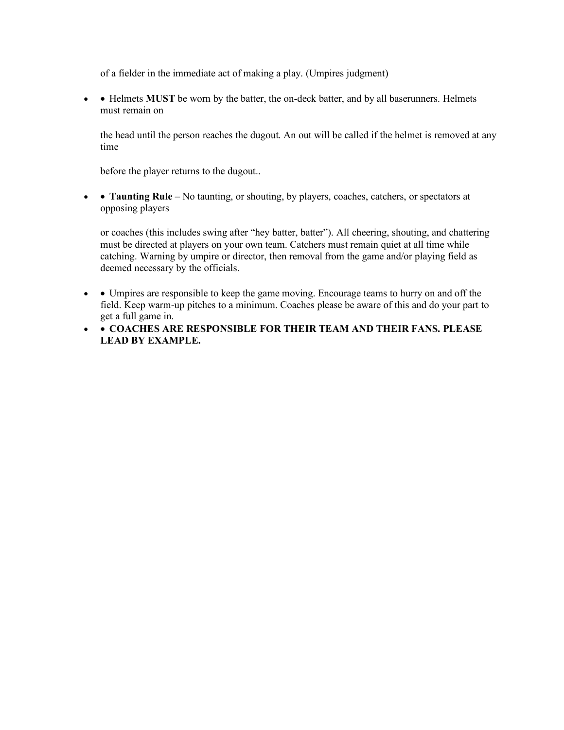of a fielder in the immediate act of making a play. (Umpires judgment)

- Helmets **MUST** be worn by the batter, the on-deck batter, and by all baserunners. Helmets must remain on the head until the person reaches the dugout. An out will be called if the helmet is removed at any time before the player returns to the dugout..
- **Taunting Rule** – No taunting, or shouting, by players, coaches, catchers, or spectators at opposing players or coaches (this includes swing after "hey batter, batter"). All cheering, shouting, and chattering must be directed at players on your own team. Catchers must remain quiet at all time while catching. Warning by umpire or director, then removal from the game and/or playing field as deemed necessary by the officials.
- Umpires are responsible to keep the game moving. Encourage teams to hurry on and off the field. Keep warm-up pitches to a minimum. Coaches please be aware of this and do your part to get a full game in.
- **COACHES ARE RESPONSIBLE FOR THEIR TEAM AND THEIR FANS. PLEASE LEAD BY EXAMPLE.**